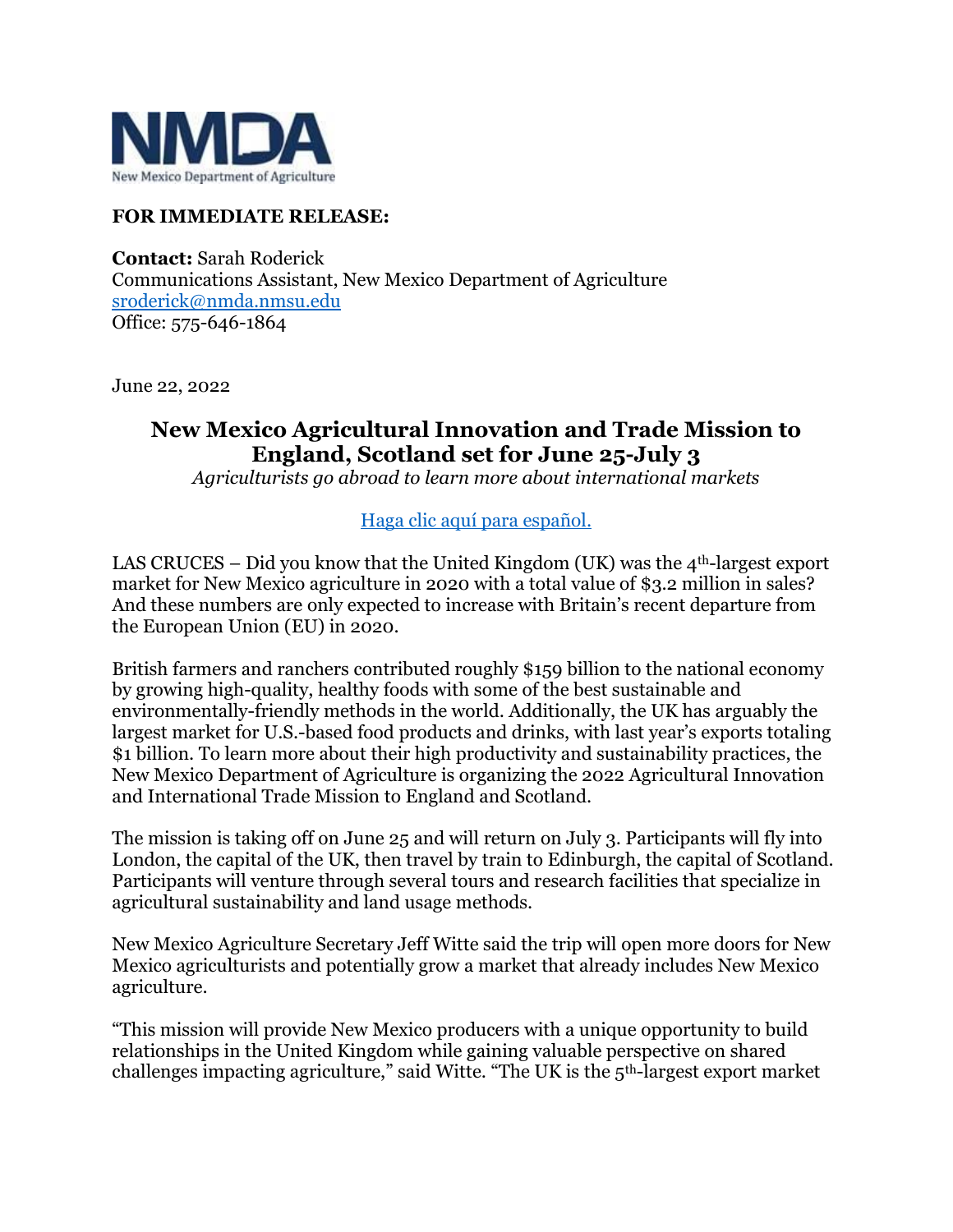NMDA
New Mexico Department of Agriculture

**FOR IMMEDIATE RELEASE:**

**Contact:** Sarah Roderick
Communications Assistant, New Mexico Department of Agriculture
sroderick@nmda.nmsu.edu
Office: 575-646-1864

June 22, 2022

# New Mexico Agricultural Innovation and Trade Mission to England, Scotland set for June 25-July 3

*Agriculturists go abroad to learn more about international markets*

Haga clic aquí para español.

LAS CRUCES – Did you know that the United Kingdom (UK) was the 4th-largest export market for New Mexico agriculture in 2020 with a total value of $3.2 million in sales? And these numbers are only expected to increase with Britain's recent departure from the European Union (EU) in 2020.

British farmers and ranchers contributed roughly $159 billion to the national economy by growing high-quality, healthy foods with some of the best sustainable and environmentally-friendly methods in the world. Additionally, the UK has arguably the largest market for U.S.-based food products and drinks, with last year's exports totaling $1 billion. To learn more about their high productivity and sustainability practices, the New Mexico Department of Agriculture is organizing the 2022 Agricultural Innovation and International Trade Mission to England and Scotland.

The mission is taking off on June 25 and will return on July 3. Participants will fly into London, the capital of the UK, then travel by train to Edinburgh, the capital of Scotland. Participants will venture through several tours and research facilities that specialize in agricultural sustainability and land usage methods.

New Mexico Agriculture Secretary Jeff Witte said the trip will open more doors for New Mexico agriculturists and potentially grow a market that already includes New Mexico agriculture.

"This mission will provide New Mexico producers with a unique opportunity to build relationships in the United Kingdom while gaining valuable perspective on shared challenges impacting agriculture," said Witte. "The UK is the 5th-largest export market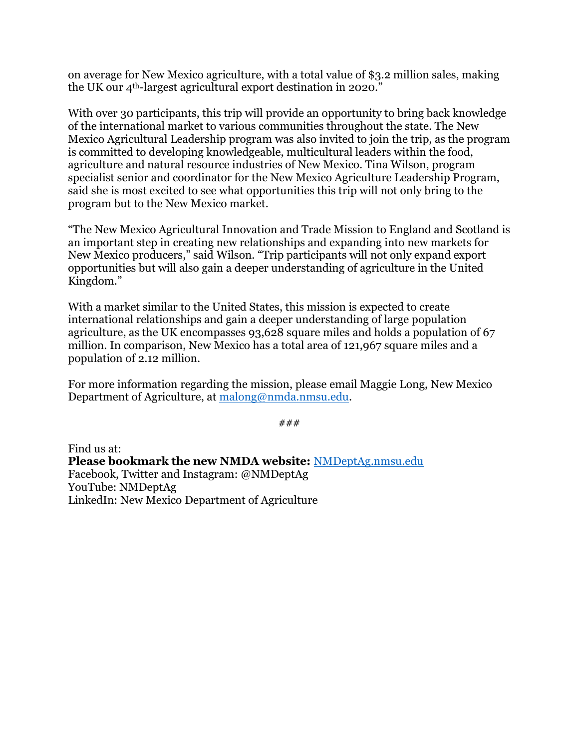on average for New Mexico agriculture, with a total value of $3.2 million sales, making the UK our 4th-largest agricultural export destination in 2020."

With over 30 participants, this trip will provide an opportunity to bring back knowledge of the international market to various communities throughout the state. The New Mexico Agricultural Leadership program was also invited to join the trip, as the program is committed to developing knowledgeable, multicultural leaders within the food, agriculture and natural resource industries of New Mexico. Tina Wilson, program specialist senior and coordinator for the New Mexico Agriculture Leadership Program, said she is most excited to see what opportunities this trip will not only bring to the program but to the New Mexico market.

"The New Mexico Agricultural Innovation and Trade Mission to England and Scotland is an important step in creating new relationships and expanding into new markets for New Mexico producers," said Wilson. "Trip participants will not only expand export opportunities but will also gain a deeper understanding of agriculture in the United Kingdom."

With a market similar to the United States, this mission is expected to create international relationships and gain a deeper understanding of large population agriculture, as the UK encompasses 93,628 square miles and holds a population of 67 million. In comparison, New Mexico has a total area of 121,967 square miles and a population of 2.12 million.

For more information regarding the mission, please email Maggie Long, New Mexico Department of Agriculture, at [malong@nmda.nmsu.edu](mailto:malong@nmda.nmsu.edu).

*###*

Find us at:
**Please bookmark the new NMDA website:** [NMDeptAg.nmsu.edu](https://NMDeptAg.nmsu.edu)
Facebook, Twitter and Instagram: @NMDeptAg
YouTube: NMDeptAg
LinkedIn: New Mexico Department of Agriculture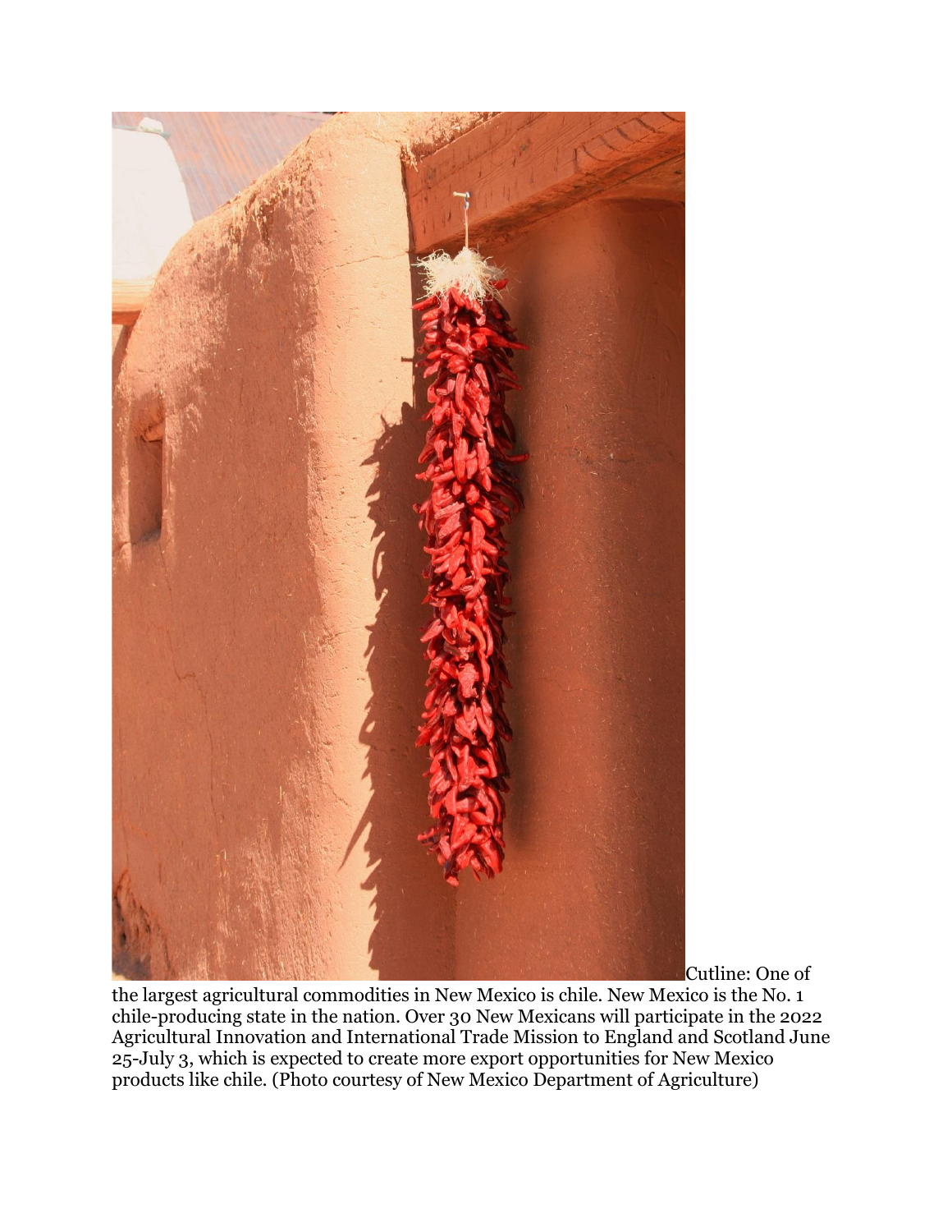Cutline: One of the largest agricultural commodities in New Mexico is chile. New Mexico is the No. 1 chile-producing state in the nation. Over 30 New Mexicans will participate in the 2022 Agricultural Innovation and International Trade Mission to England and Scotland June 25-July 3, which is expected to create more export opportunities for New Mexico products like chile. (Photo courtesy of New Mexico Department of Agriculture)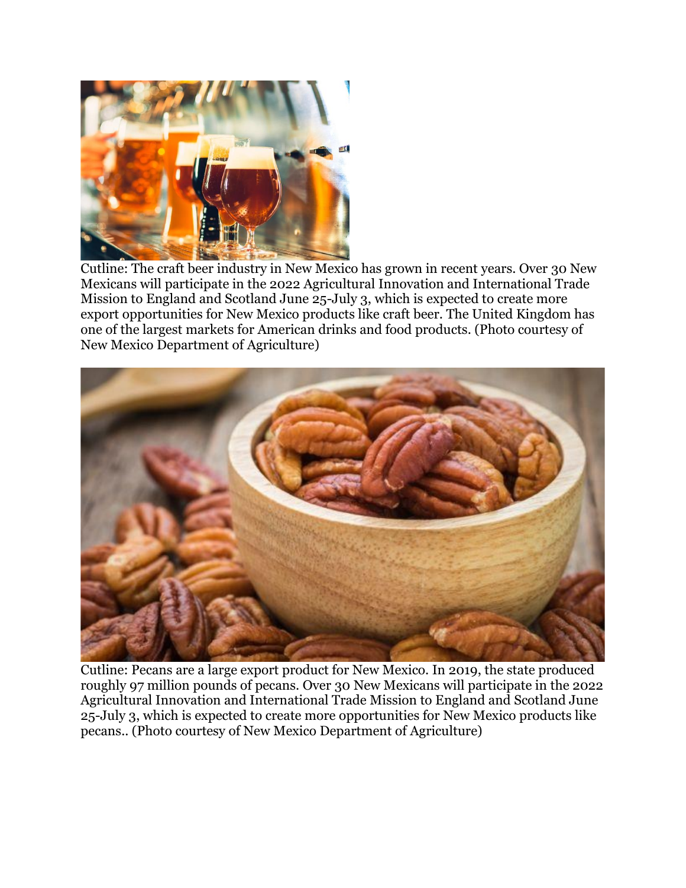Cutline: The craft beer industry in New Mexico has grown in recent years. Over 30 New Mexicans will participate in the 2022 Agricultural Innovation and International Trade Mission to England and Scotland June 25-July 3, which is expected to create more export opportunities for New Mexico products like craft beer. The United Kingdom has one of the largest markets for American drinks and food products. (Photo courtesy of New Mexico Department of Agriculture)

Cutline: Pecans are a large export product for New Mexico. In 2019, the state produced roughly 97 million pounds of pecans. Over 30 New Mexicans will participate in the 2022 Agricultural Innovation and International Trade Mission to England and Scotland June 25-July 3, which is expected to create more opportunities for New Mexico products like pecans.. (Photo courtesy of New Mexico Department of Agriculture)